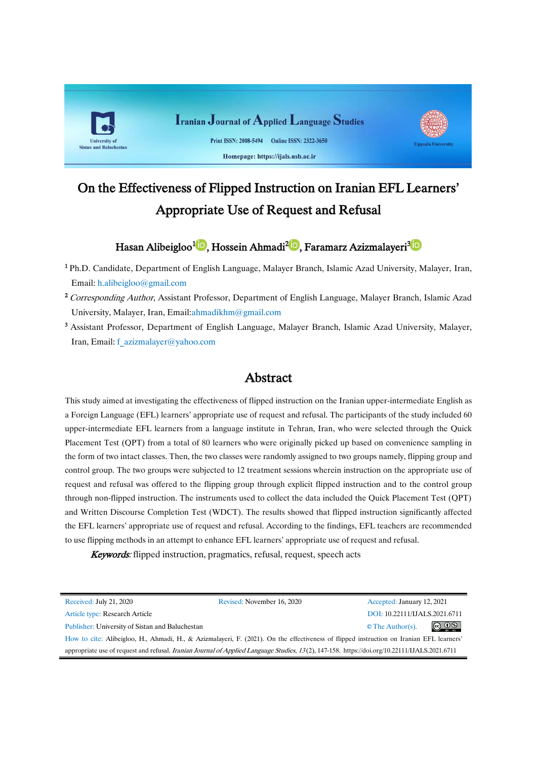# On the Effectiveness of Flipped Instruction on Iranian EFL Learners' Appropriate Use of Request and Refusal

Hasan Alibeigloo[1], Hossein Ahmadi[2], Faramarz Azizmalayeri[3]

[1] Ph.D. Candidate, Department of English Language, Malayer Branch, Islamic Azad University, Malayer, Iran, Email: h.alibeigloo@gmail.com

[2] *Corresponding Author*, Assistant Professor, Department of English Language, Malayer Branch, Islamic Azad University, Malayer, Iran, Email:ahmadikhm@gmail.com

[3] Assistant Professor, Department of English Language, Malayer Branch, Islamic Azad University, Malayer, Iran, Email: f_azizmalayer@yahoo.com

## Abstract

This study aimed at investigating the effectiveness of flipped instruction on the Iranian upper-intermediate English as a Foreign Language (EFL) learners' appropriate use of request and refusal. The participants of the study included 60 upper-intermediate EFL learners from a language institute in Tehran, Iran, who were selected through the Quick Placement Test (QPT) from a total of 80 learners who were originally picked up based on convenience sampling in the form of two intact classes. Then, the two classes were randomly assigned to two groups namely, flipping group and control group. The two groups were subjected to 12 treatment sessions wherein instruction on the appropriate use of request and refusal was offered to the flipping group through explicit flipped instruction and to the control group through non-flipped instruction. The instruments used to collect the data included the Quick Placement Test (QPT) and Written Discourse Completion Test (WDCT). The results showed that flipped instruction significantly affected the EFL learners' appropriate use of request and refusal. According to the findings, EFL teachers are recommended to use flipping methods in an attempt to enhance EFL learners' appropriate use of request and refusal.

***Keywords:*** flipped instruction, pragmatics, refusal, request, speech acts

Received: July 21, 2020 | Revised: November 16, 2020 | Accepted: January 12, 2021

Article type: Research Article

DOI: 10.22111/IJALS.2021.6711

Publisher: University of Sistan and Baluchestan

© The Author(s).

How to cite: Alibeigloo, H., Ahmadi, H., & Azizmalayeri, F. (2021). On the effectiveness of flipped instruction on Iranian EFL learners' appropriate use of request and refusal. *Iranian Journal of Applied Language Studies*, *13*(2), 147-158. https://doi.org/10.22111/IJALS.2021.6711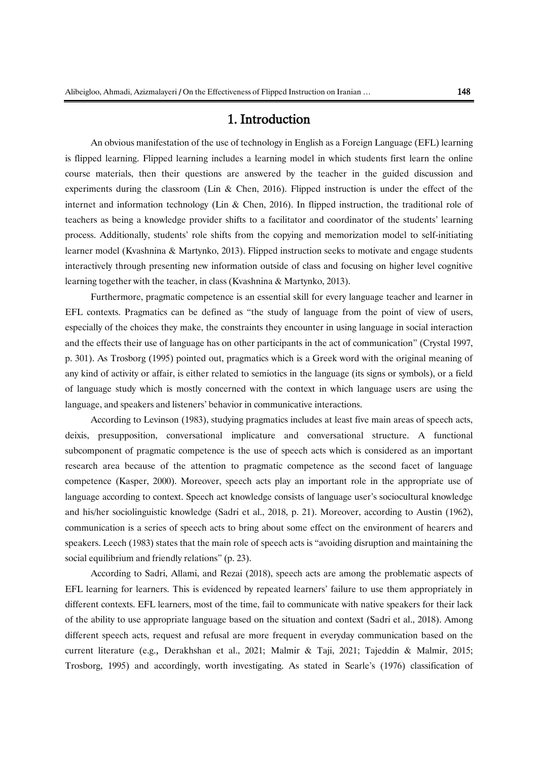# 1. Introduction

An obvious manifestation of the use of technology in English as a Foreign Language (EFL) learning is flipped learning. Flipped learning includes a learning model in which students first learn the online course materials, then their questions are answered by the teacher in the guided discussion and experiments during the classroom (Lin & Chen, 2016). Flipped instruction is under the effect of the internet and information technology (Lin & Chen, 2016). In flipped instruction, the traditional role of teachers as being a knowledge provider shifts to a facilitator and coordinator of the students' learning process. Additionally, students' role shifts from the copying and memorization model to self-initiating learner model (Kvashnina & Martynko, 2013). Flipped instruction seeks to motivate and engage students interactively through presenting new information outside of class and focusing on higher level cognitive learning together with the teacher, in class (Kvashnina & Martynko, 2013).

Furthermore, pragmatic competence is an essential skill for every language teacher and learner in EFL contexts. Pragmatics can be defined as "the study of language from the point of view of users, especially of the choices they make, the constraints they encounter in using language in social interaction and the effects their use of language has on other participants in the act of communication" (Crystal 1997, p. 301). As Trosborg (1995) pointed out, pragmatics which is a Greek word with the original meaning of any kind of activity or affair, is either related to semiotics in the language (its signs or symbols), or a field of language study which is mostly concerned with the context in which language users are using the language, and speakers and listeners' behavior in communicative interactions.

According to Levinson (1983), studying pragmatics includes at least five main areas of speech acts, deixis, presupposition, conversational implicature and conversational structure. A functional subcomponent of pragmatic competence is the use of speech acts which is considered as an important research area because of the attention to pragmatic competence as the second facet of language competence (Kasper, 2000). Moreover, speech acts play an important role in the appropriate use of language according to context. Speech act knowledge consists of language user's sociocultural knowledge and his/her sociolinguistic knowledge (Sadri et al., 2018, p. 21). Moreover, according to Austin (1962), communication is a series of speech acts to bring about some effect on the environment of hearers and speakers. Leech (1983) states that the main role of speech acts is "avoiding disruption and maintaining the social equilibrium and friendly relations" (p. 23).

According to Sadri, Allami, and Rezai (2018), speech acts are among the problematic aspects of EFL learning for learners. This is evidenced by repeated learners' failure to use them appropriately in different contexts. EFL learners, most of the time, fail to communicate with native speakers for their lack of the ability to use appropriate language based on the situation and context (Sadri et al., 2018). Among different speech acts, request and refusal are more frequent in everyday communication based on the current literature (e.g., Derakhshan et al., 2021; Malmir & Taji, 2021; Tajeddin & Malmir, 2015; Trosborg, 1995) and accordingly, worth investigating. As stated in Searle's (1976) classification of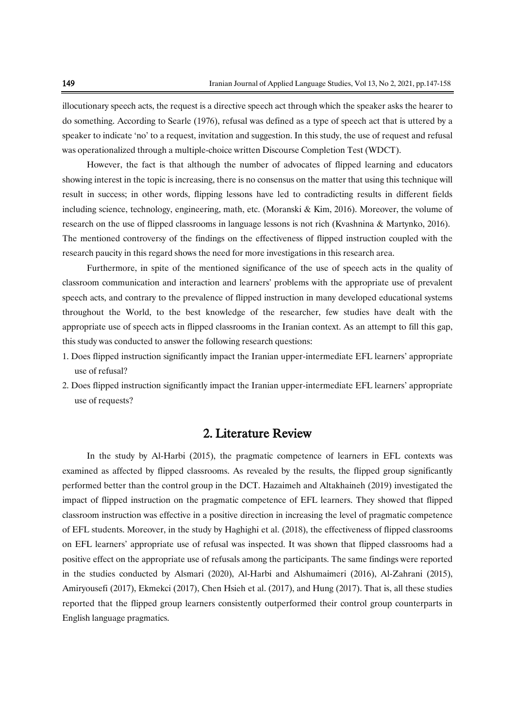illocutionary speech acts, the request is a directive speech act through which the speaker asks the hearer to do something. According to Searle (1976), refusal was defined as a type of speech act that is uttered by a speaker to indicate 'no' to a request, invitation and suggestion. In this study, the use of request and refusal was operationalized through a multiple-choice written Discourse Completion Test (WDCT).

However, the fact is that although the number of advocates of flipped learning and educators showing interest in the topic is increasing, there is no consensus on the matter that using this technique will result in success; in other words, flipping lessons have led to contradicting results in different fields including science, technology, engineering, math, etc. (Moranski & Kim, 2016). Moreover, the volume of research on the use of flipped classrooms in language lessons is not rich (Kvashnina & Martynko, 2016). The mentioned controversy of the findings on the effectiveness of flipped instruction coupled with the research paucity in this regard shows the need for more investigations in this research area.

Furthermore, in spite of the mentioned significance of the use of speech acts in the quality of classroom communication and interaction and learners' problems with the appropriate use of prevalent speech acts, and contrary to the prevalence of flipped instruction in many developed educational systems throughout the World, to the best knowledge of the researcher, few studies have dealt with the appropriate use of speech acts in flipped classrooms in the Iranian context. As an attempt to fill this gap, this study was conducted to answer the following research questions:

1. Does flipped instruction significantly impact the Iranian upper-intermediate EFL learners' appropriate use of refusal?
2. Does flipped instruction significantly impact the Iranian upper-intermediate EFL learners' appropriate use of requests?

## 2. Literature Review

In the study by Al-Harbi (2015), the pragmatic competence of learners in EFL contexts was examined as affected by flipped classrooms. As revealed by the results, the flipped group significantly performed better than the control group in the DCT. Hazaimeh and Altakhaineh (2019) investigated the impact of flipped instruction on the pragmatic competence of EFL learners. They showed that flipped classroom instruction was effective in a positive direction in increasing the level of pragmatic competence of EFL students. Moreover, in the study by Haghighi et al. (2018), the effectiveness of flipped classrooms on EFL learners' appropriate use of refusal was inspected. It was shown that flipped classrooms had a positive effect on the appropriate use of refusals among the participants. The same findings were reported in the studies conducted by Alsmari (2020), Al-Harbi and Alshumaimeri (2016), Al-Zahrani (2015), Amiryousefi (2017), Ekmekci (2017), Chen Hsieh et al. (2017), and Hung (2017). That is, all these studies reported that the flipped group learners consistently outperformed their control group counterparts in English language pragmatics.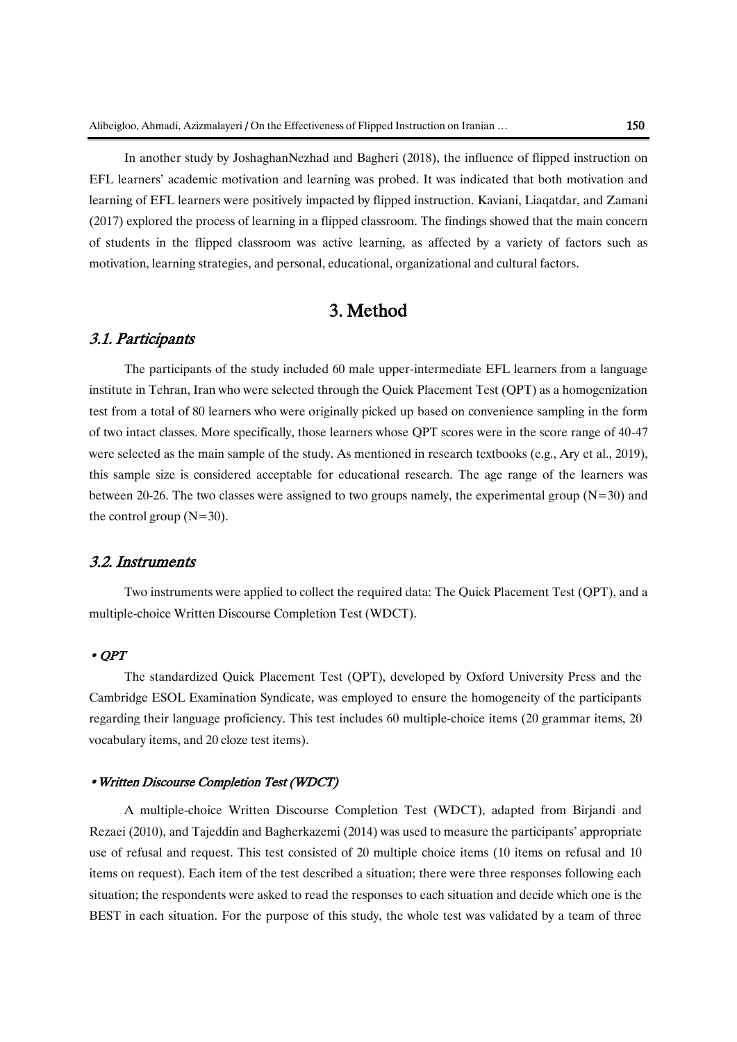In another study by JoshaghanNezhad and Bagheri (2018), the influence of flipped instruction on EFL learners' academic motivation and learning was probed. It was indicated that both motivation and learning of EFL learners were positively impacted by flipped instruction. Kaviani, Liaqatdar, and Zamani (2017) explored the process of learning in a flipped classroom. The findings showed that the main concern of students in the flipped classroom was active learning, as affected by a variety of factors such as motivation, learning strategies, and personal, educational, organizational and cultural factors.

## 3. Method

### *3.1. Participants*

The participants of the study included 60 male upper-intermediate EFL learners from a language institute in Tehran, Iran who were selected through the Quick Placement Test (QPT) as a homogenization test from a total of 80 learners who were originally picked up based on convenience sampling in the form of two intact classes. More specifically, those learners whose QPT scores were in the score range of 40-47 were selected as the main sample of the study. As mentioned in research textbooks (e.g., Ary et al., 2019), this sample size is considered acceptable for educational research. The age range of the learners was between 20-26. The two classes were assigned to two groups namely, the experimental group (N=30) and the control group (N=30).

### *3.2. Instruments*

Two instruments were applied to collect the required data: The Quick Placement Test (QPT), and a multiple-choice Written Discourse Completion Test (WDCT).

#### • *QPT*

The standardized Quick Placement Test (QPT), developed by Oxford University Press and the Cambridge ESOL Examination Syndicate, was employed to ensure the homogeneity of the participants regarding their language proficiency. This test includes 60 multiple-choice items (20 grammar items, 20 vocabulary items, and 20 cloze test items).

#### • *Written Discourse Completion Test (WDCT)*

A multiple-choice Written Discourse Completion Test (WDCT), adapted from Birjandi and Rezaei (2010), and Tajeddin and Bagherkazemi (2014) was used to measure the participants' appropriate use of refusal and request. This test consisted of 20 multiple choice items (10 items on refusal and 10 items on request). Each item of the test described a situation; there were three responses following each situation; the respondents were asked to read the responses to each situation and decide which one is the BEST in each situation. For the purpose of this study, the whole test was validated by a team of three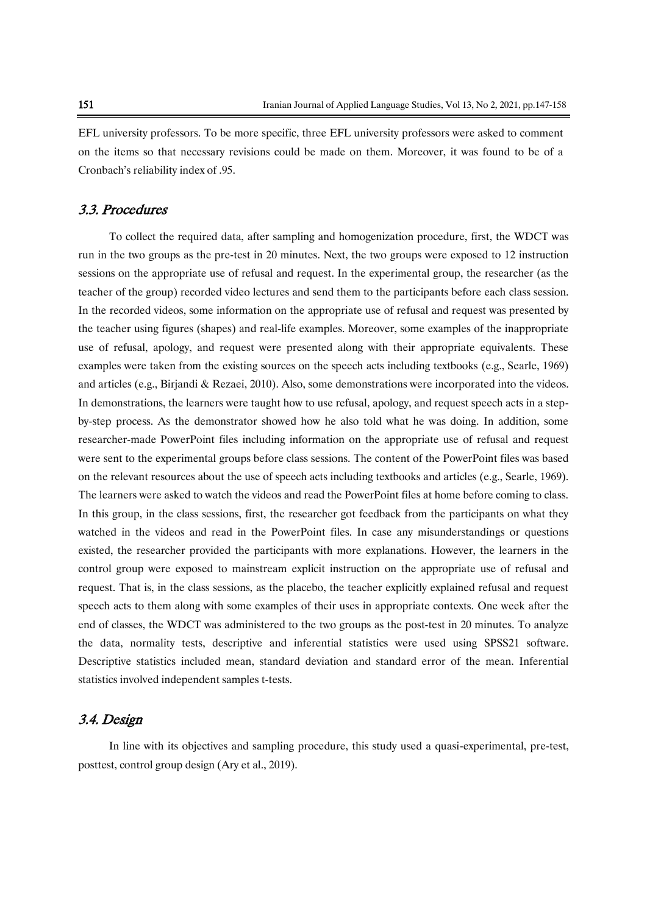EFL university professors. To be more specific, three EFL university professors were asked to comment on the items so that necessary revisions could be made on them. Moreover, it was found to be of a Cronbach's reliability index of .95.

### 3.3. Procedures

To collect the required data, after sampling and homogenization procedure, first, the WDCT was run in the two groups as the pre-test in 20 minutes. Next, the two groups were exposed to 12 instruction sessions on the appropriate use of refusal and request. In the experimental group, the researcher (as the teacher of the group) recorded video lectures and send them to the participants before each class session. In the recorded videos, some information on the appropriate use of refusal and request was presented by the teacher using figures (shapes) and real-life examples. Moreover, some examples of the inappropriate use of refusal, apology, and request were presented along with their appropriate equivalents. These examples were taken from the existing sources on the speech acts including textbooks (e.g., Searle, 1969) and articles (e.g., Birjandi & Rezaei, 2010). Also, some demonstrations were incorporated into the videos. In demonstrations, the learners were taught how to use refusal, apology, and request speech acts in a step-by-step process. As the demonstrator showed how he also told what he was doing. In addition, some researcher-made PowerPoint files including information on the appropriate use of refusal and request were sent to the experimental groups before class sessions. The content of the PowerPoint files was based on the relevant resources about the use of speech acts including textbooks and articles (e.g., Searle, 1969). The learners were asked to watch the videos and read the PowerPoint files at home before coming to class. In this group, in the class sessions, first, the researcher got feedback from the participants on what they watched in the videos and read in the PowerPoint files. In case any misunderstandings or questions existed, the researcher provided the participants with more explanations. However, the learners in the control group were exposed to mainstream explicit instruction on the appropriate use of refusal and request. That is, in the class sessions, as the placebo, the teacher explicitly explained refusal and request speech acts to them along with some examples of their uses in appropriate contexts. One week after the end of classes, the WDCT was administered to the two groups as the post-test in 20 minutes. To analyze the data, normality tests, descriptive and inferential statistics were used using SPSS21 software. Descriptive statistics included mean, standard deviation and standard error of the mean. Inferential statistics involved independent samples t-tests.

### 3.4. Design

In line with its objectives and sampling procedure, this study used a quasi-experimental, pre-test, posttest, control group design (Ary et al., 2019).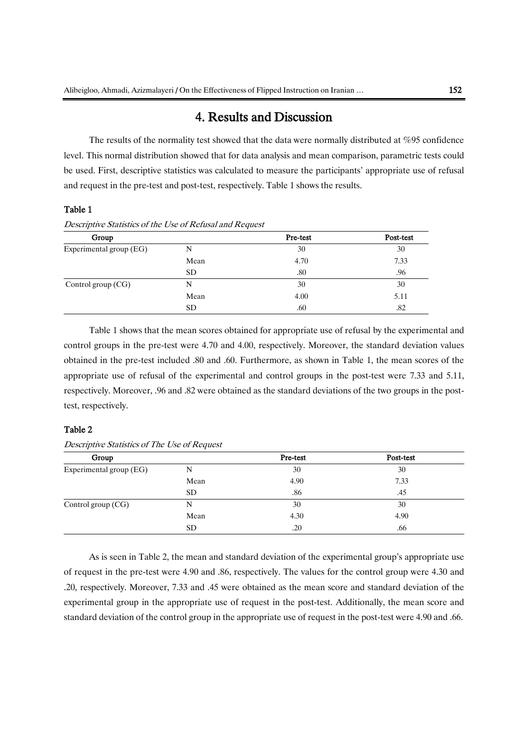## 4. Results and Discussion

The results of the normality test showed that the data were normally distributed at %95 confidence level. This normal distribution showed that for data analysis and mean comparison, parametric tests could be used. First, descriptive statistics was calculated to measure the participants' appropriate use of refusal and request in the pre-test and post-test, respectively. Table 1 shows the results.

**Table 1**

*Descriptive Statistics of the Use of Refusal and Request*

| Group | | Pre-test | Post-test |
|---|---|---|---|
| Experimental group (EG) | N | 30 | 30 |
| | Mean | 4.70 | 7.33 |
| | SD | .80 | .96 |
| Control group (CG) | N | 30 | 30 |
| | Mean | 4.00 | 5.11 |
| | SD | .60 | .82 |

Table 1 shows that the mean scores obtained for appropriate use of refusal by the experimental and control groups in the pre-test were 4.70 and 4.00, respectively. Moreover, the standard deviation values obtained in the pre-test included .80 and .60. Furthermore, as shown in Table 1, the mean scores of the appropriate use of refusal of the experimental and control groups in the post-test were 7.33 and 5.11, respectively. Moreover, .96 and .82 were obtained as the standard deviations of the two groups in the post-test, respectively.

**Table 2**

*Descriptive Statistics of The Use of Request*

| Group | | Pre-test | Post-test |
|---|---|---|---|
| Experimental group (EG) | N | 30 | 30 |
| | Mean | 4.90 | 7.33 |
| | SD | .86 | .45 |
| Control group (CG) | N | 30 | 30 |
| | Mean | 4.30 | 4.90 |
| | SD | .20 | .66 |

As is seen in Table 2, the mean and standard deviation of the experimental group's appropriate use of request in the pre-test were 4.90 and .86, respectively. The values for the control group were 4.30 and .20, respectively. Moreover, 7.33 and .45 were obtained as the mean score and standard deviation of the experimental group in the appropriate use of request in the post-test. Additionally, the mean score and standard deviation of the control group in the appropriate use of request in the post-test were 4.90 and .66.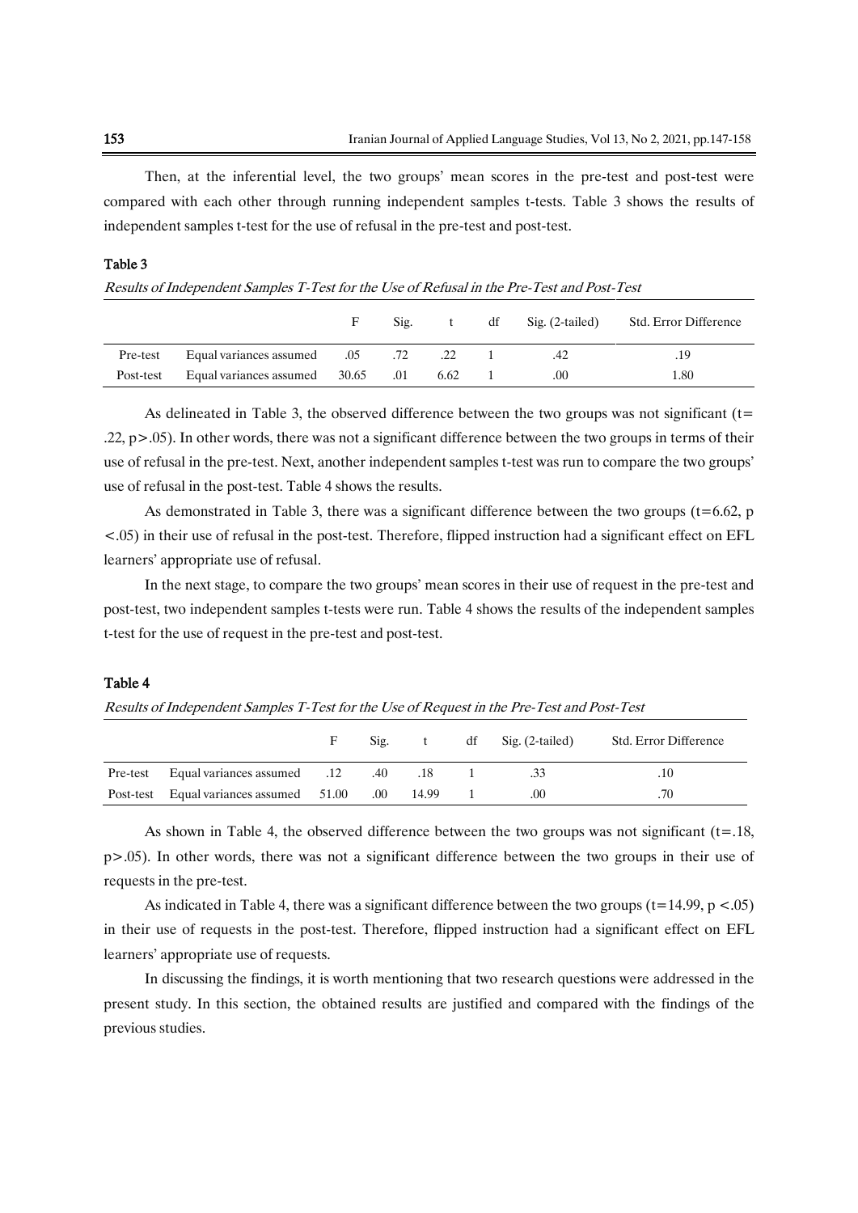Then, at the inferential level, the two groups' mean scores in the pre-test and post-test were compared with each other through running independent samples t-tests. Table 3 shows the results of independent samples t-test for the use of refusal in the pre-test and post-test.

**Table 3**

*Results of Independent Samples T-Test for the Use of Refusal in the Pre-Test and Post-Test*

| | | F | Sig. | t | df | Sig. (2-tailed) | Std. Error Difference |
|---|---|---|---|---|---|---|---|
| Pre-test | Equal variances assumed | .05 | .72 | .22 | 1 | .42 | .19 |
| Post-test | Equal variances assumed | 30.65 | .01 | 6.62 | 1 | .00 | 1.80 |

As delineated in Table 3, the observed difference between the two groups was not significant ($t = .22$, $p > .05$). In other words, there was not a significant difference between the two groups in terms of their use of refusal in the pre-test. Next, another independent samples t-test was run to compare the two groups' use of refusal in the post-test. Table 4 shows the results.

As demonstrated in Table 3, there was a significant difference between the two groups ($t = 6.62$, $p < .05$) in their use of refusal in the post-test. Therefore, flipped instruction had a significant effect on EFL learners' appropriate use of refusal.

In the next stage, to compare the two groups' mean scores in their use of request in the pre-test and post-test, two independent samples t-tests were run. Table 4 shows the results of the independent samples t-test for the use of request in the pre-test and post-test.

**Table 4**

*Results of Independent Samples T-Test for the Use of Request in the Pre-Test and Post-Test*

| | | F | Sig. | t | df | Sig. (2-tailed) | Std. Error Difference |
|---|---|---|---|---|---|---|---|
| Pre-test | Equal variances assumed | .12 | .40 | .18 | 1 | .33 | .10 |
| Post-test | Equal variances assumed | 51.00 | .00 | 14.99 | 1 | .00 | .70 |

As shown in Table 4, the observed difference between the two groups was not significant ($t = .18$, $p > .05$). In other words, there was not a significant difference between the two groups in their use of requests in the pre-test.

As indicated in Table 4, there was a significant difference between the two groups ($t = 14.99$, $p < .05$) in their use of requests in the post-test. Therefore, flipped instruction had a significant effect on EFL learners' appropriate use of requests.

In discussing the findings, it is worth mentioning that two research questions were addressed in the present study. In this section, the obtained results are justified and compared with the findings of the previous studies.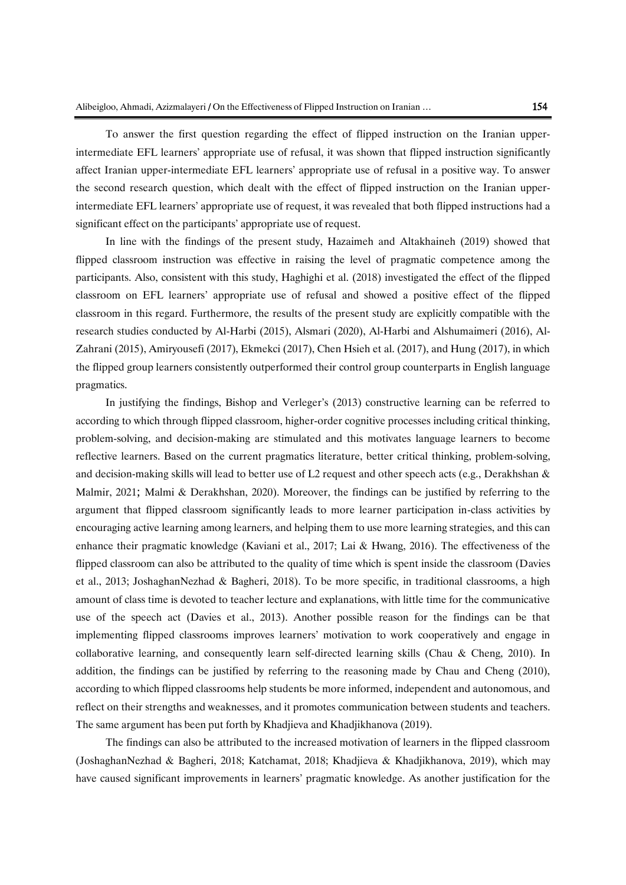To answer the first question regarding the effect of flipped instruction on the Iranian upper-intermediate EFL learners' appropriate use of refusal, it was shown that flipped instruction significantly affect Iranian upper-intermediate EFL learners' appropriate use of refusal in a positive way. To answer the second research question, which dealt with the effect of flipped instruction on the Iranian upper-intermediate EFL learners' appropriate use of request, it was revealed that both flipped instructions had a significant effect on the participants' appropriate use of request.

In line with the findings of the present study, Hazaimeh and Altakhaineh (2019) showed that flipped classroom instruction was effective in raising the level of pragmatic competence among the participants. Also, consistent with this study, Haghighi et al. (2018) investigated the effect of the flipped classroom on EFL learners' appropriate use of refusal and showed a positive effect of the flipped classroom in this regard. Furthermore, the results of the present study are explicitly compatible with the research studies conducted by Al-Harbi (2015), Alsmari (2020), Al-Harbi and Alshumaimeri (2016), Al-Zahrani (2015), Amiryousefi (2017), Ekmekci (2017), Chen Hsieh et al. (2017), and Hung (2017), in which the flipped group learners consistently outperformed their control group counterparts in English language pragmatics.

In justifying the findings, Bishop and Verleger's (2013) constructive learning can be referred to according to which through flipped classroom, higher-order cognitive processes including critical thinking, problem-solving, and decision-making are stimulated and this motivates language learners to become reflective learners. Based on the current pragmatics literature, better critical thinking, problem-solving, and decision-making skills will lead to better use of L2 request and other speech acts (e.g., Derakhshan & Malmir, 2021; Malmi & Derakhshan, 2020). Moreover, the findings can be justified by referring to the argument that flipped classroom significantly leads to more learner participation in-class activities by encouraging active learning among learners, and helping them to use more learning strategies, and this can enhance their pragmatic knowledge (Kaviani et al., 2017; Lai & Hwang, 2016). The effectiveness of the flipped classroom can also be attributed to the quality of time which is spent inside the classroom (Davies et al., 2013; JoshaghanNezhad & Bagheri, 2018). To be more specific, in traditional classrooms, a high amount of class time is devoted to teacher lecture and explanations, with little time for the communicative use of the speech act (Davies et al., 2013). Another possible reason for the findings can be that implementing flipped classrooms improves learners' motivation to work cooperatively and engage in collaborative learning, and consequently learn self-directed learning skills (Chau & Cheng, 2010). In addition, the findings can be justified by referring to the reasoning made by Chau and Cheng (2010), according to which flipped classrooms help students be more informed, independent and autonomous, and reflect on their strengths and weaknesses, and it promotes communication between students and teachers. The same argument has been put forth by Khadjieva and Khadjikhanova (2019).

The findings can also be attributed to the increased motivation of learners in the flipped classroom (JoshaghanNezhad & Bagheri, 2018; Katchamat, 2018; Khadjieva & Khadjikhanova, 2019), which may have caused significant improvements in learners' pragmatic knowledge. As another justification for the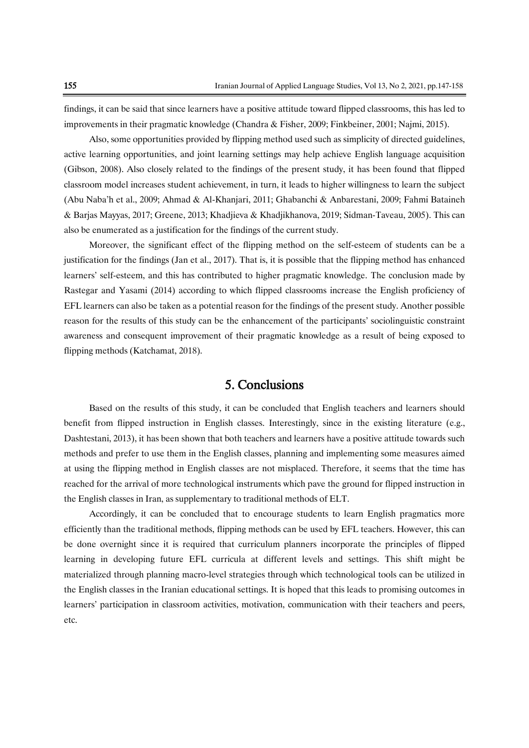findings, it can be said that since learners have a positive attitude toward flipped classrooms, this has led to improvements in their pragmatic knowledge (Chandra & Fisher, 2009; Finkbeiner, 2001; Najmi, 2015).

Also, some opportunities provided by flipping method used such as simplicity of directed guidelines, active learning opportunities, and joint learning settings may help achieve English language acquisition (Gibson, 2008). Also closely related to the findings of the present study, it has been found that flipped classroom model increases student achievement, in turn, it leads to higher willingness to learn the subject (Abu Naba'h et al., 2009; Ahmad & Al-Khanjari, 2011; Ghabanchi & Anbarestani, 2009; Fahmi Bataineh & Barjas Mayyas, 2017; Greene, 2013; Khadjieva & Khadjikhanova, 2019; Sidman-Taveau, 2005). This can also be enumerated as a justification for the findings of the current study.

Moreover, the significant effect of the flipping method on the self-esteem of students can be a justification for the findings (Jan et al., 2017). That is, it is possible that the flipping method has enhanced learners' self-esteem, and this has contributed to higher pragmatic knowledge. The conclusion made by Rastegar and Yasami (2014) according to which flipped classrooms increase the English proficiency of EFL learners can also be taken as a potential reason for the findings of the present study. Another possible reason for the results of this study can be the enhancement of the participants' sociolinguistic constraint awareness and consequent improvement of their pragmatic knowledge as a result of being exposed to flipping methods (Katchamat, 2018).

## 5. Conclusions

Based on the results of this study, it can be concluded that English teachers and learners should benefit from flipped instruction in English classes. Interestingly, since in the existing literature (e.g., Dashtestani, 2013), it has been shown that both teachers and learners have a positive attitude towards such methods and prefer to use them in the English classes, planning and implementing some measures aimed at using the flipping method in English classes are not misplaced. Therefore, it seems that the time has reached for the arrival of more technological instruments which pave the ground for flipped instruction in the English classes in Iran, as supplementary to traditional methods of ELT.

Accordingly, it can be concluded that to encourage students to learn English pragmatics more efficiently than the traditional methods, flipping methods can be used by EFL teachers. However, this can be done overnight since it is required that curriculum planners incorporate the principles of flipped learning in developing future EFL curricula at different levels and settings. This shift might be materialized through planning macro-level strategies through which technological tools can be utilized in the English classes in the Iranian educational settings. It is hoped that this leads to promising outcomes in learners' participation in classroom activities, motivation, communication with their teachers and peers, etc.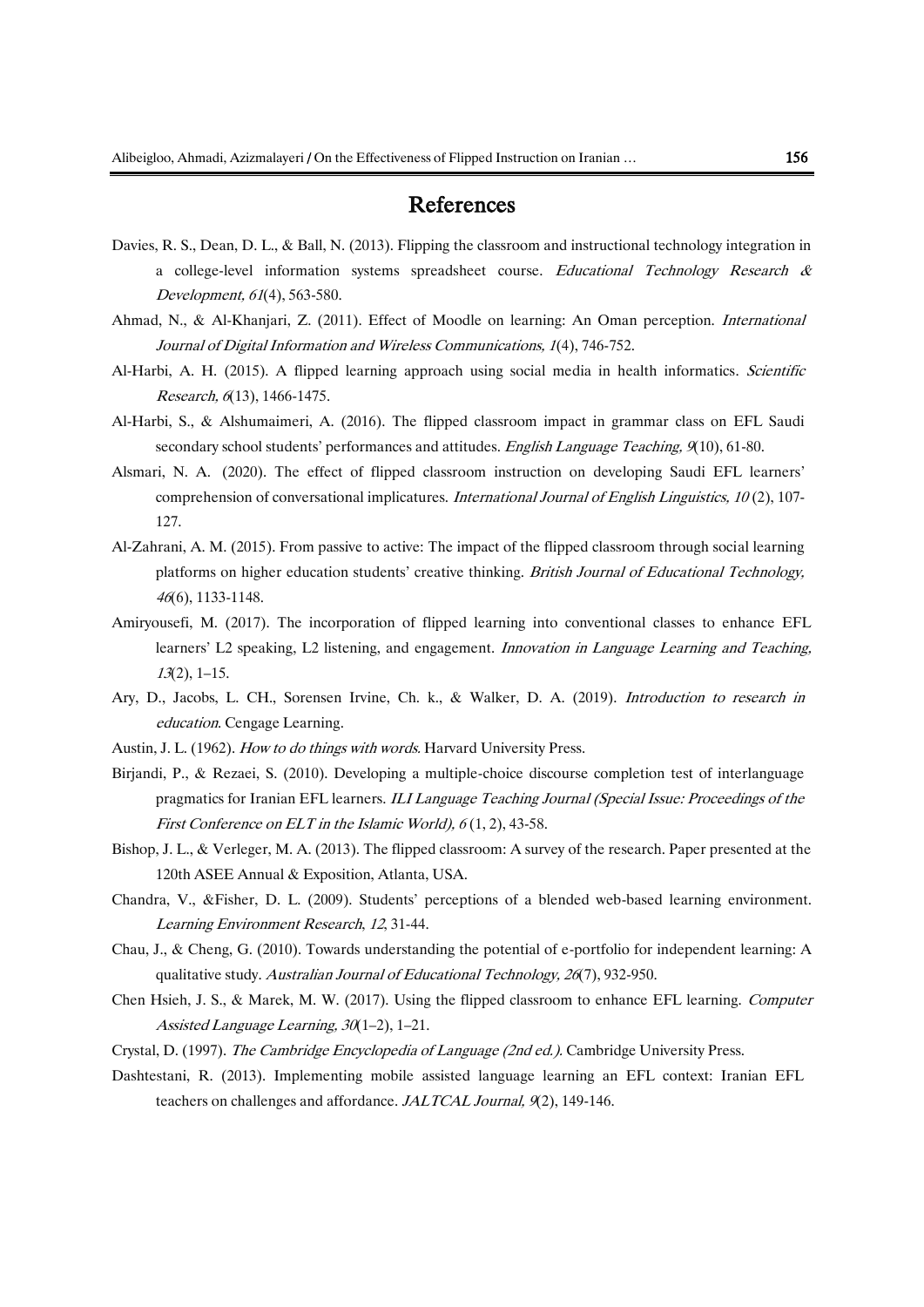# References

Davies, R. S., Dean, D. L., & Ball, N. (2013). Flipping the classroom and instructional technology integration in a college-level information systems spreadsheet course. *Educational Technology Research & Development, 61*(4), 563-580.

Ahmad, N., & Al-Khanjari, Z. (2011). Effect of Moodle on learning: An Oman perception. *International Journal of Digital Information and Wireless Communications, 1*(4), 746-752.

Al-Harbi, A. H. (2015). A flipped learning approach using social media in health informatics. *Scientific Research, 6*(13), 1466-1475.

Al-Harbi, S., & Alshumaimeri, A. (2016). The flipped classroom impact in grammar class on EFL Saudi secondary school students' performances and attitudes. *English Language Teaching, 9*(10), 61-80.

Alsmari, N. A. (2020). The effect of flipped classroom instruction on developing Saudi EFL learners' comprehension of conversational implicatures. *International Journal of English Linguistics, 10* (2), 107-127.

Al-Zahrani, A. M. (2015). From passive to active: The impact of the flipped classroom through social learning platforms on higher education students' creative thinking. *British Journal of Educational Technology, 46*(6), 1133-1148.

Amiryousefi, M. (2017). The incorporation of flipped learning into conventional classes to enhance EFL learners' L2 speaking, L2 listening, and engagement. *Innovation in Language Learning and Teaching, 13*(2), 1–15.

Ary, D., Jacobs, L. CH., Sorensen Irvine, Ch. k., & Walker, D. A. (2019). *Introduction to research in education*. Cengage Learning.

Austin, J. L. (1962). *How to do things with words*. Harvard University Press.

Birjandi, P., & Rezaei, S. (2010). Developing a multiple-choice discourse completion test of interlanguage pragmatics for Iranian EFL learners. *ILI Language Teaching Journal (Special Issue: Proceedings of the First Conference on ELT in the Islamic World), 6* (1, 2), 43-58.

Bishop, J. L., & Verleger, M. A. (2013). The flipped classroom: A survey of the research. Paper presented at the 120th ASEE Annual & Exposition, Atlanta, USA.

Chandra, V., &Fisher, D. L. (2009). Students' perceptions of a blended web-based learning environment. *Learning Environment Research*, *12*, 31-44.

Chau, J., & Cheng, G. (2010). Towards understanding the potential of e-portfolio for independent learning: A qualitative study. *Australian Journal of Educational Technology, 26*(7), 932-950.

Chen Hsieh, J. S., & Marek, M. W. (2017). Using the flipped classroom to enhance EFL learning. *Computer Assisted Language Learning, 30*(1–2), 1–21.

Crystal, D. (1997). *The Cambridge Encyclopedia of Language (2nd ed.).* Cambridge University Press.

Dashtestani, R. (2013). Implementing mobile assisted language learning an EFL context: Iranian EFL teachers on challenges and affordance. *JALTCAL Journal, 9*(2), 149-146.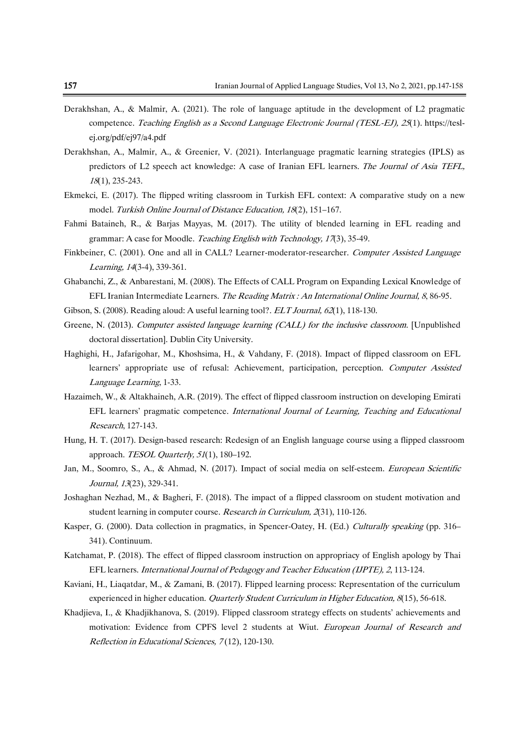Derakhshan, A., & Malmir, A. (2021). The role of language aptitude in the development of L2 pragmatic competence. *Teaching English as a Second Language Electronic Journal (TESL-EJ), 25*(1). https://tesl-ej.org/pdf/ej97/a4.pdf

Derakhshan, A., Malmir, A., & Greenier, V. (2021). Interlanguage pragmatic learning strategies (IPLS) as predictors of L2 speech act knowledge: A case of Iranian EFL learners. *The Journal of Asia TEFL, 18*(1), 235-243.

Ekmekci, E. (2017). The flipped writing classroom in Turkish EFL context: A comparative study on a new model. *Turkish Online Journal of Distance Education, 18*(2), 151–167.

Fahmi Bataineh, R., & Barjas Mayyas, M. (2017). The utility of blended learning in EFL reading and grammar: A case for Moodle. *Teaching English with Technology, 17*(3), 35-49.

Finkbeiner, C. (2001). One and all in CALL? Learner-moderator-researcher. *Computer Assisted Language Learning, 14*(3-4), 339-361.

Ghabanchi, Z., & Anbarestani, M. (2008). The Effects of CALL Program on Expanding Lexical Knowledge of EFL Iranian Intermediate Learners. *The Reading Matrix : An International Online Journal, 8*, 86-95.

Gibson, S. (2008). Reading aloud: A useful learning tool?. *ELT Journal, 62*(1), 118-130.

Greene, N. (2013). *Computer assisted language learning (CALL) for the inclusive classroom*. [Unpublished doctoral dissertation]. Dublin City University.

Haghighi, H., Jafarigohar, M., Khoshsima, H., & Vahdany, F. (2018). Impact of flipped classroom on EFL learners' appropriate use of refusal: Achievement, participation, perception. *Computer Assisted Language Learning*, 1-33.

Hazaimeh, W., & Altakhaineh, A.R. (2019). The effect of flipped classroom instruction on developing Emirati EFL learners' pragmatic competence. *International Journal of Learning, Teaching and Educational Research*, 127-143.

Hung, H. T. (2017). Design-based research: Redesign of an English language course using a flipped classroom approach. *TESOL Quarterly, 51*(1), 180–192.

Jan, M., Soomro, S., A., & Ahmad, N. (2017). Impact of social media on self-esteem. *European Scientific Journal, 13*(23), 329-341.

Joshaghan Nezhad, M., & Bagheri, F. (2018). The impact of a flipped classroom on student motivation and student learning in computer course. *Research in Curriculum, 2*(31), 110-126.

Kasper, G. (2000). Data collection in pragmatics, in Spencer-Oatey, H. (Ed.) *Culturally speaking* (pp. 316–341). Continuum.

Katchamat, P. (2018). The effect of flipped classroom instruction on appropriacy of English apology by Thai EFL learners. *International Journal of Pedagogy and Teacher Education (IJPTE), 2*, 113-124.

Kaviani, H., Liaqatdar, M., & Zamani, B. (2017). Flipped learning process: Representation of the curriculum experienced in higher education. *Quarterly Student Curriculum in Higher Education, 8*(15), 56-618.

Khadjieva, I., & Khadjikhanova, S. (2019). Flipped classroom strategy effects on students' achievements and motivation: Evidence from CPFS level 2 students at Wiut. *European Journal of Research and Reflection in Educational Sciences, 7* (12), 120-130.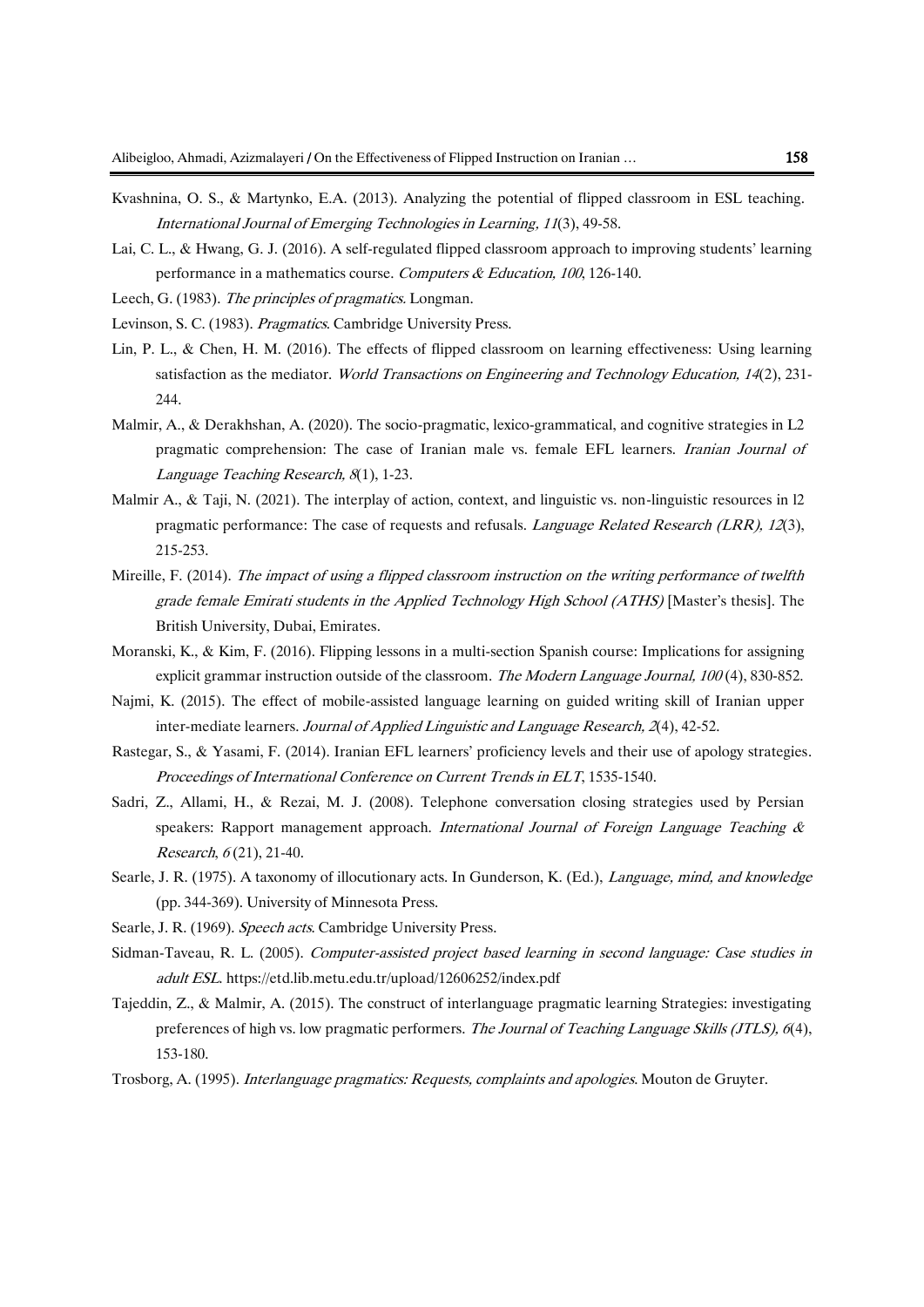Kvashnina, O. S., & Martynko, E.A. (2013). Analyzing the potential of flipped classroom in ESL teaching. *International Journal of Emerging Technologies in Learning, 11*(3), 49-58.

Lai, C. L., & Hwang, G. J. (2016). A self-regulated flipped classroom approach to improving students' learning performance in a mathematics course. *Computers & Education, 100*, 126-140.

Leech, G. (1983). *The principles of pragmatics*. Longman.

Levinson, S. C. (1983). *Pragmatics*. Cambridge University Press.

Lin, P. L., & Chen, H. M. (2016). The effects of flipped classroom on learning effectiveness: Using learning satisfaction as the mediator. *World Transactions on Engineering and Technology Education, 14*(2), 231-244.

Malmir, A., & Derakhshan, A. (2020). The socio-pragmatic, lexico-grammatical, and cognitive strategies in L2 pragmatic comprehension: The case of Iranian male vs. female EFL learners. *Iranian Journal of Language Teaching Research, 8*(1), 1-23.

Malmir A., & Taji, N. (2021). The interplay of action, context, and linguistic vs. non-linguistic resources in l2 pragmatic performance: The case of requests and refusals. *Language Related Research (LRR), 12*(3), 215-253.

Mireille, F. (2014). *The impact of using a flipped classroom instruction on the writing performance of twelfth grade female Emirati students in the Applied Technology High School (ATHS)* [Master's thesis]. The British University, Dubai, Emirates.

Moranski, K., & Kim, F. (2016). Flipping lessons in a multi-section Spanish course: Implications for assigning explicit grammar instruction outside of the classroom. *The Modern Language Journal, 100* (4), 830-852.

Najmi, K. (2015). The effect of mobile-assisted language learning on guided writing skill of Iranian upper inter-mediate learners. *Journal of Applied Linguistic and Language Research, 2*(4), 42-52.

Rastegar, S., & Yasami, F. (2014). Iranian EFL learners' proficiency levels and their use of apology strategies. *Proceedings of International Conference on Current Trends in ELT*, 1535-1540.

Sadri, Z., Allami, H., & Rezai, M. J. (2008). Telephone conversation closing strategies used by Persian speakers: Rapport management approach. *International Journal of Foreign Language Teaching & Research, 6* (21), 21-40.

Searle, J. R. (1975). A taxonomy of illocutionary acts. In Gunderson, K. (Ed.), *Language, mind, and knowledge* (pp. 344-369). University of Minnesota Press.

Searle, J. R. (1969). *Speech acts*. Cambridge University Press.

Sidman-Taveau, R. L. (2005). *Computer-assisted project based learning in second language: Case studies in adult ESL*. https://etd.lib.metu.edu.tr/upload/12606252/index.pdf

Tajeddin, Z., & Malmir, A. (2015). The construct of interlanguage pragmatic learning Strategies: investigating preferences of high vs. low pragmatic performers. *The Journal of Teaching Language Skills (JTLS), 6*(4), 153-180.

Trosborg, A. (1995). *Interlanguage pragmatics: Requests, complaints and apologies*. Mouton de Gruyter.